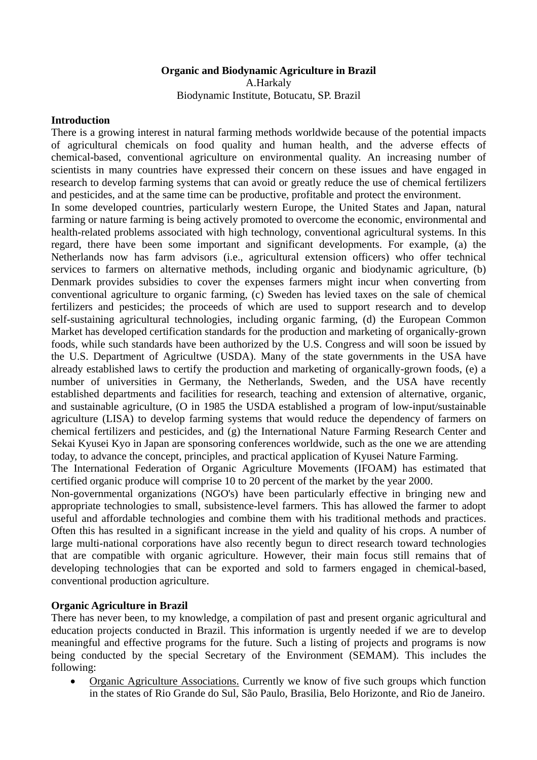**Organic and Biodynamic Agriculture in Brazil**

A.Harkaly

Biodynamic Institute, Botucatu, SP. Brazil

## Introduction

There is a growing interest in natural farming methods worldwide because of the potential impacts of agricultural chemicals on food quality and human health, and the adverse effects of chemical-based, conventional agriculture on environmental quality. An increasing number of scientists in many countries have expressed their concern on these issues and have engaged in research to develop farming systems that can avoid or greatly reduce the use of chemical fertilizers and pesticides, and at the same time can be productive, profitable and protect the environment.

In some developed countries, particularly western Europe, the United States and Japan, natural farming or nature farming is being actively promoted to overcome the economic, environmental and health-related problems associated with high technology, conventional agricultural systems. In this regard, there have been some important and significant developments. For example, (a) the Netherlands now has farm advisors (i.e., agricultural extension officers) who offer technical services to farmers on alternative methods, including organic and biodynamic agriculture, (b) Denmark provides subsidies to cover the expenses farmers might incur when converting from conventional agriculture to organic farming, (c) Sweden has levied taxes on the sale of chemical fertilizers and pesticides; the proceeds of which are used to support research and to develop self-sustaining agricultural technologies, including organic farming, (d) the European Common Market has developed certification standards for the production and marketing of organically-grown foods, while such standards have been authorized by the U.S. Congress and will soon be issued by the U.S. Department of Agricultwe (USDA). Many of the state governments in the USA have already established laws to certify the production and marketing of organically-grown foods, (e) a number of universities in Germany, the Netherlands, Sweden, and the USA have recently established departments and facilities for research, teaching and extension of alternative, organic, and sustainable agriculture, (O in 1985 the USDA established a program of low-input/sustainable agriculture (LISA) to develop farming systems that would reduce the dependency of farmers on chemical fertilizers and pesticides, and (g) the International Nature Farming Research Center and Sekai Kyusei Kyo in Japan are sponsoring conferences worldwide, such as the one we are attending today, to advance the concept, principles, and practical application of Kyusei Nature Farming.

The International Federation of Organic Agriculture Movements (IFOAM) has estimated that certified organic produce will comprise 10 to 20 percent of the market by the year 2000.

Non-governmental organizations (NGO's) have been particularly effective in bringing new and appropriate technologies to small, subsistence-level farmers. This has allowed the farmer to adopt useful and affordable technologies and combine them with his traditional methods and practices. Often this has resulted in a significant increase in the yield and quality of his crops. A number of large multi-national corporations have also recently begun to direct research toward technologies that are compatible with organic agriculture. However, their main focus still remains that of developing technologies that can be exported and sold to farmers engaged in chemical-based, conventional production agriculture.

## Organic Agriculture in Brazil

There has never been, to my knowledge, a compilation of past and present organic agricultural and education projects conducted in Brazil. This information is urgently needed if we are to develop meaningful and effective programs for the future. Such a listing of projects and programs is now being conducted by the special Secretary of the Environment (SEMAM). This includes the following:

- Organic Agriculture Associations. Currently we know of five such groups which function in the states of Rio Grande do Sul, São Paulo, Brasilia, Belo Horizonte, and Rio de Janeiro.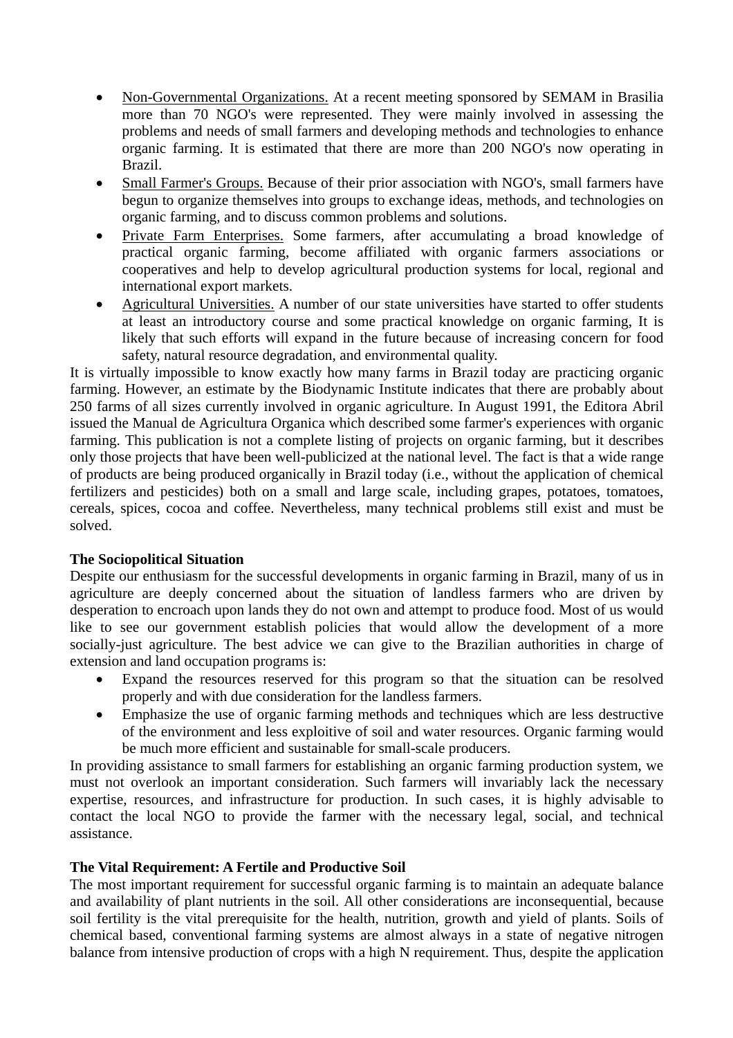- Non-Governmental Organizations. At a recent meeting sponsored by SEMAM in Brasilia more than 70 NGO's were represented. They were mainly involved in assessing the problems and needs of small farmers and developing methods and technologies to enhance organic farming. It is estimated that there are more than 200 NGO's now operating in Brazil.
- Small Farmer's Groups. Because of their prior association with NGO's, small farmers have begun to organize themselves into groups to exchange ideas, methods, and technologies on organic farming, and to discuss common problems and solutions.
- Private Farm Enterprises. Some farmers, after accumulating a broad knowledge of practical organic farming, become affiliated with organic farmers associations or cooperatives and help to develop agricultural production systems for local, regional and international export markets.
- Agricultural Universities. A number of our state universities have started to offer students at least an introductory course and some practical knowledge on organic farming, It is likely that such efforts will expand in the future because of increasing concern for food safety, natural resource degradation, and environmental quality.

It is virtually impossible to know exactly how many farms in Brazil today are practicing organic farming. However, an estimate by the Biodynamic Institute indicates that there are probably about 250 farms of all sizes currently involved in organic agriculture. In August 1991, the Editora Abril issued the Manual de Agricultura Organica which described some farmer's experiences with organic farming. This publication is not a complete listing of projects on organic farming, but it describes only those projects that have been well-publicized at the national level. The fact is that a wide range of products are being produced organically in Brazil today (i.e., without the application of chemical fertilizers and pesticides) both on a small and large scale, including grapes, potatoes, tomatoes, cereals, spices, cocoa and coffee. Nevertheless, many technical problems still exist and must be solved.

**The Sociopolitical Situation**

Despite our enthusiasm for the successful developments in organic farming in Brazil, many of us in agriculture are deeply concerned about the situation of landless farmers who are driven by desperation to encroach upon lands they do not own and attempt to produce food. Most of us would like to see our government establish policies that would allow the development of a more socially-just agriculture. The best advice we can give to the Brazilian authorities in charge of extension and land occupation programs is:

- Expand the resources reserved for this program so that the situation can be resolved properly and with due consideration for the landless farmers.
- Emphasize the use of organic farming methods and techniques which are less destructive of the environment and less exploitive of soil and water resources. Organic farming would be much more efficient and sustainable for small-scale producers.

In providing assistance to small farmers for establishing an organic farming production system, we must not overlook an important consideration. Such farmers will invariably lack the necessary expertise, resources, and infrastructure for production. In such cases, it is highly advisable to contact the local NGO to provide the farmer with the necessary legal, social, and technical assistance.

**The Vital Requirement: A Fertile and Productive Soil**

The most important requirement for successful organic farming is to maintain an adequate balance and availability of plant nutrients in the soil. All other considerations are inconsequential, because soil fertility is the vital prerequisite for the health, nutrition, growth and yield of plants. Soils of chemical based, conventional farming systems are almost always in a state of negative nitrogen balance from intensive production of crops with a high N requirement. Thus, despite the application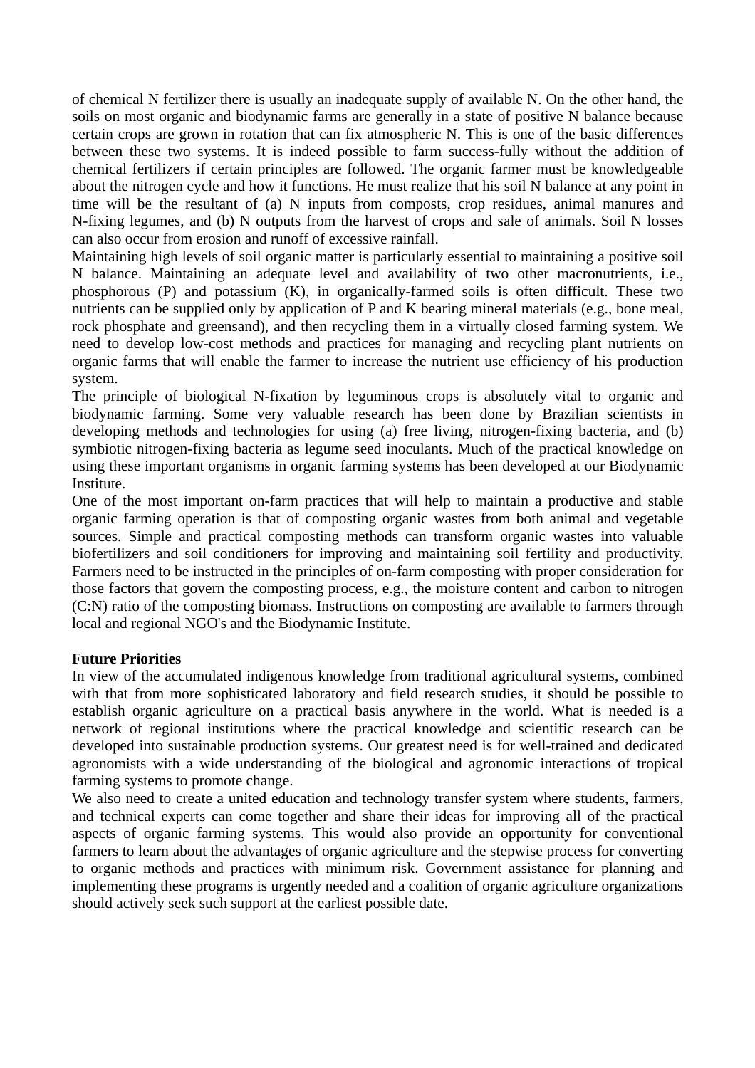of chemical N fertilizer there is usually an inadequate supply of available N. On the other hand, the soils on most organic and biodynamic farms are generally in a state of positive N balance because certain crops are grown in rotation that can fix atmospheric N. This is one of the basic differences between these two systems. It is indeed possible to farm success-fully without the addition of chemical fertilizers if certain principles are followed. The organic farmer must be knowledgeable about the nitrogen cycle and how it functions. He must realize that his soil N balance at any point in time will be the resultant of (a) N inputs from composts, crop residues, animal manures and N-fixing legumes, and (b) N outputs from the harvest of crops and sale of animals. Soil N losses can also occur from erosion and runoff of excessive rainfall.

Maintaining high levels of soil organic matter is particularly essential to maintaining a positive soil N balance. Maintaining an adequate level and availability of two other macronutrients, i.e., phosphorous (P) and potassium (K), in organically-farmed soils is often difficult. These two nutrients can be supplied only by application of P and K bearing mineral materials (e.g., bone meal, rock phosphate and greensand), and then recycling them in a virtually closed farming system. We need to develop low-cost methods and practices for managing and recycling plant nutrients on organic farms that will enable the farmer to increase the nutrient use efficiency of his production system.

The principle of biological N-fixation by leguminous crops is absolutely vital to organic and biodynamic farming. Some very valuable research has been done by Brazilian scientists in developing methods and technologies for using (a) free living, nitrogen-fixing bacteria, and (b) symbiotic nitrogen-fixing bacteria as legume seed inoculants. Much of the practical knowledge on using these important organisms in organic farming systems has been developed at our Biodynamic Institute.

One of the most important on-farm practices that will help to maintain a productive and stable organic farming operation is that of composting organic wastes from both animal and vegetable sources. Simple and practical composting methods can transform organic wastes into valuable biofertilizers and soil conditioners for improving and maintaining soil fertility and productivity. Farmers need to be instructed in the principles of on-farm composting with proper consideration for those factors that govern the composting process, e.g., the moisture content and carbon to nitrogen (C:N) ratio of the composting biomass. Instructions on composting are available to farmers through local and regional NGO's and the Biodynamic Institute.

**Future Priorities**

In view of the accumulated indigenous knowledge from traditional agricultural systems, combined with that from more sophisticated laboratory and field research studies, it should be possible to establish organic agriculture on a practical basis anywhere in the world. What is needed is a network of regional institutions where the practical knowledge and scientific research can be developed into sustainable production systems. Our greatest need is for well-trained and dedicated agronomists with a wide understanding of the biological and agronomic interactions of tropical farming systems to promote change.

We also need to create a united education and technology transfer system where students, farmers, and technical experts can come together and share their ideas for improving all of the practical aspects of organic farming systems. This would also provide an opportunity for conventional farmers to learn about the advantages of organic agriculture and the stepwise process for converting to organic methods and practices with minimum risk. Government assistance for planning and implementing these programs is urgently needed and a coalition of organic agriculture organizations should actively seek such support at the earliest possible date.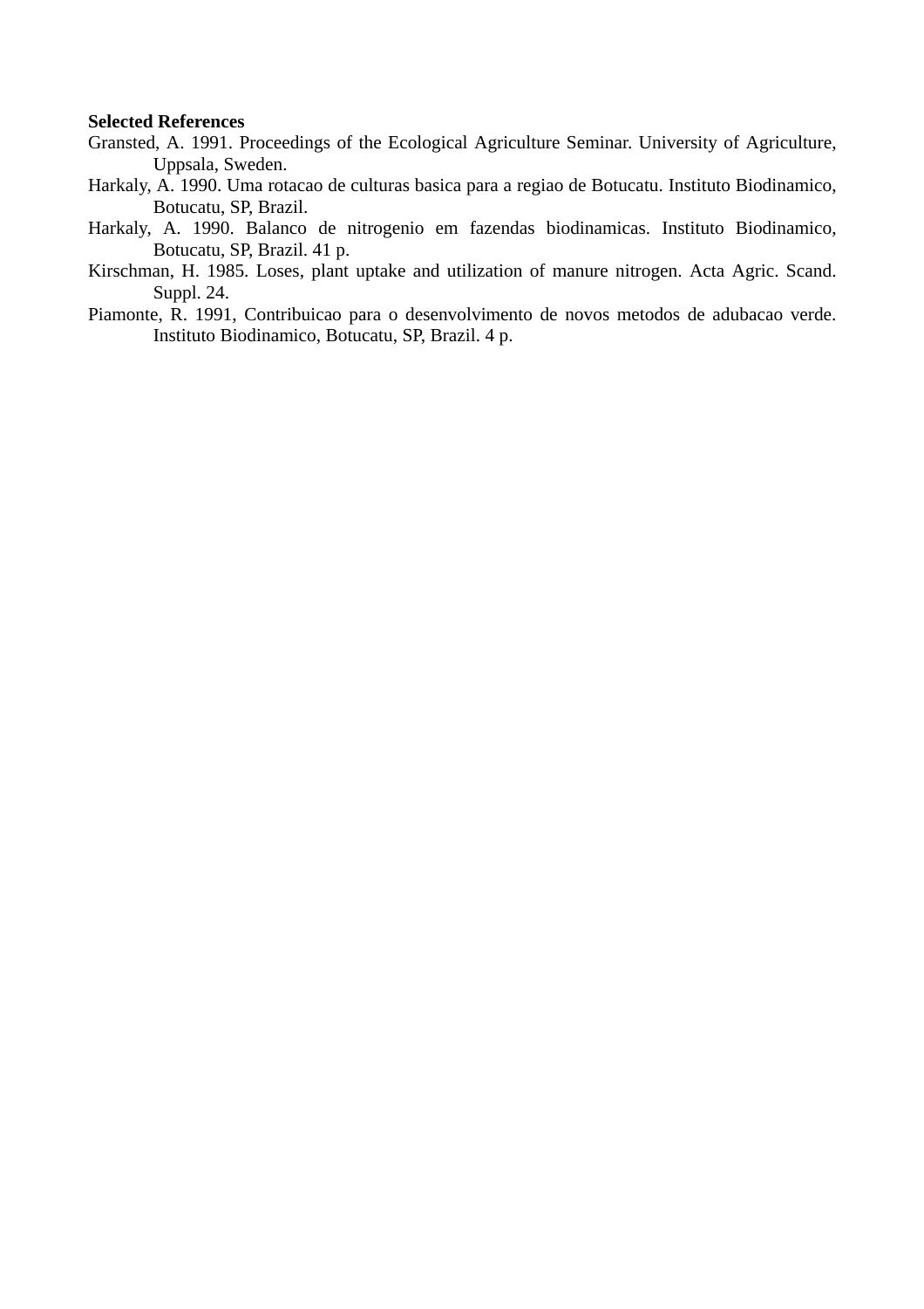**Selected References**

Gransted, A. 1991. Proceedings of the Ecological Agriculture Seminar. University of Agriculture, Uppsala, Sweden.

Harkaly, A. 1990. Uma rotacao de culturas basica para a regiao de Botucatu. Instituto Biodinamico, Botucatu, SP, Brazil.

Harkaly, A. 1990. Balanco de nitrogenio em fazendas biodinamicas. Instituto Biodinamico, Botucatu, SP, Brazil. 41 p.

Kirschman, H. 1985. Loses, plant uptake and utilization of manure nitrogen. Acta Agric. Scand. Suppl. 24.

Piamonte, R. 1991, Contribuicao para o desenvolvimento de novos metodos de adubacao verde. Instituto Biodinamico, Botucatu, SP, Brazil. 4 p.